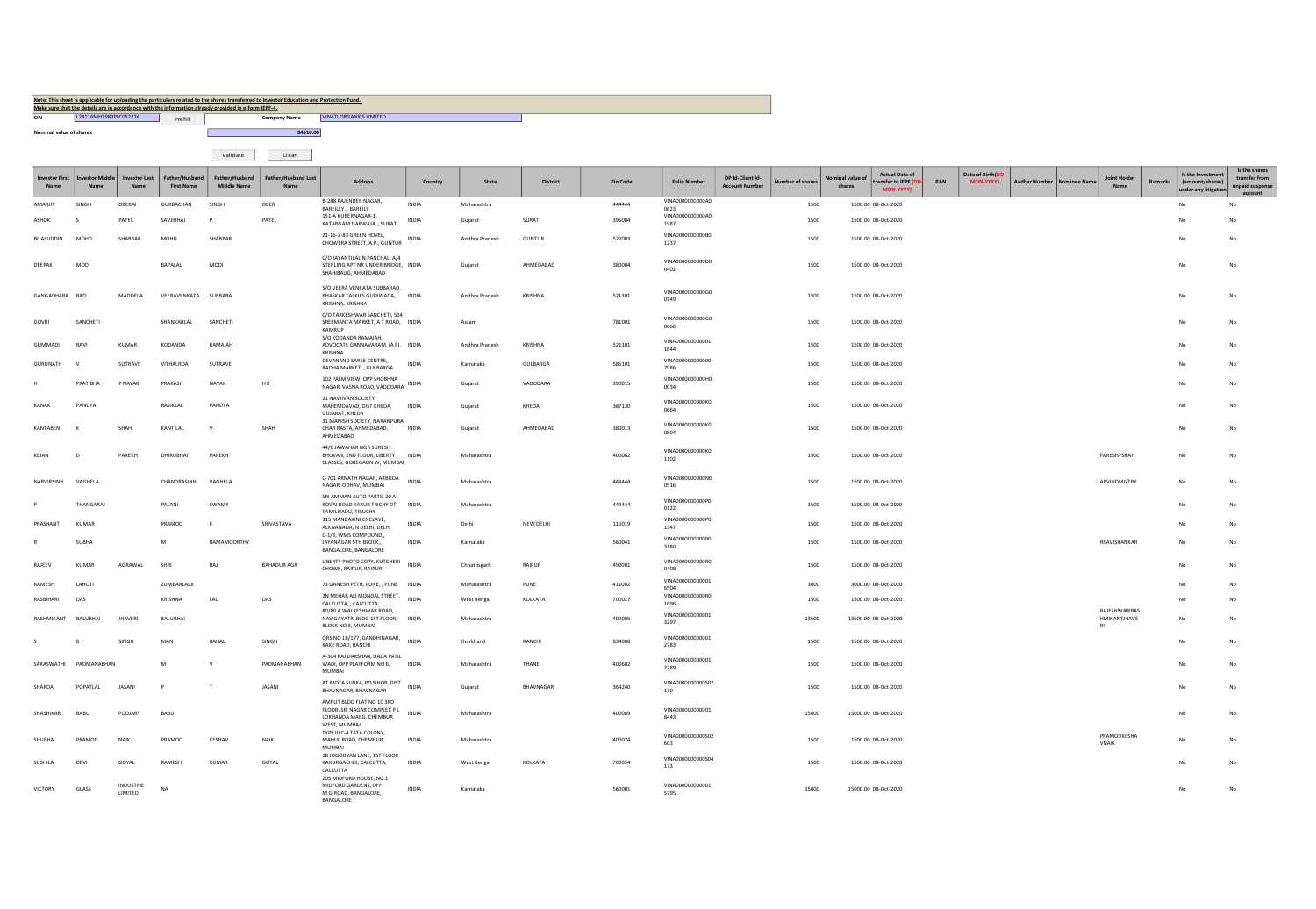**Note: This sheet is applicable for uploading the particulars related to the shares transferred to Investor Education and Protection Fund.**
**Make sure that the details are in accordance with the information already provided in e-form IEPF-4.**

CIN: L24116MH1989PLC052224 | Prefill | Company Name: VINATI ORGANICS LIMITED

Nominal value of shares: 84510.00

Validate | Clear

| Investor First Name | Investor Middle Name | Investor Last Name | Father/Husband First Name | Father/Husband Middle Name | Father/Husband Last Name | Address | Country | State | District | Pin Code | Folio Number | DP Id-Client Id-Account Number | Number of shares | Nominal value of shares | Actual Date of transfer to IEPF (DD-MON-YYYY) | PAN | Date of Birth(DD-MON-YYYY) | Aadhar Number | Nominee Name | Joint Holder Name | Remarks | Is the Investment (amount/shares) under any litigation | Is the shares transfer from unpaid suspense account |
|---|---|---|---|---|---|---|---|---|---|---|---|---|---|---|---|---|---|---|---|---|---|---|---|
| AMARJIT | SINGH | OBERAI | GURBACHAN | SINGH | OBER | B-288 RAJENDER NAGAR, BAREILLY, , BAREILY | INDIA | Maharashtra | | 444444 | VINA0000000000A00623 | | 1500 | 1500.00 | 08-Oct-2020 | | | | | | | No | No |
| ASHOK | S | PATEL | SAVJIBHAI | P | PATEL | 151-A KUBERNAGAR-1, KATARGAM DARWAJA, , SURAT | INDIA | Gujarat | SURAT | 395004 | VINA0000000000A01987 | | 1500 | 1500.00 | 08-Oct-2020 | | | | | | | No | No |
| BILALUDDIN | MOHD | SHABBAR | MOHD | SHABBAR | | 21-16-2-83 GREEN HOVEL, CHOWTRA STREET, A.P., GUNTUR | INDIA | Andhra Pradesh | GUNTUR | 522003 | VINA0000000000B01237 | | 1500 | 1500.00 | 08-Oct-2020 | | | | | | | No | No |
| DEEPAK | MODI | | BAPALAL | MODI | | C/O JAYANTILAL N PANCHAL, A/4 STERLING APT NR UNDER BRIDGE, SHAHIBAUG, AHMEDABAD | INDIA | Gujarat | AHMEDABAD | 380004 | VINA0000000000D00402 | | 1500 | 1500.00 | 08-Oct-2020 | | | | | | | No | No |
| GANGADHARA | RAO | MADDELA | VEERAVENKATA | SUBBARA | | S/O VEERA VENKATA SUBBARAO, BHASKAR TALKIES GUDIWADA, KRISHNA, KRISHNA | INDIA | Andhra Pradesh | KRISHNA | 521301 | VINA0000000000G00149 | | 1500 | 1500.00 | 08-Oct-2020 | | | | | | | No | No |
| GOVRI | SANCHETI | | SHANKARLAL | SANCHETI | | C/O TARKESHWAR SANCHETI, 514 SREEMANTA MARKET, A T ROAD, KAMRUP | INDIA | Assam | | 781001 | VINA0000000000G00666 | | 1500 | 1500.00 | 08-Oct-2020 | | | | | | | No | No |
| GUMMADI | RAVI | KUMAR | KODANDA | RAMAIAH | | S/O KODANDA RAMAIAH, ADVOCATE GANNAVARAM, (A P), KRISHNA | INDIA | Andhra Pradesh | KRISHNA | 521101 | VINA000000000001644 | | 1500 | 1500.00 | 08-Oct-2020 | | | | | | | No | No |
| GURUNATH | V | SUTRAVE | VITHALRDA | SUTRAVE | | DEVANAND SAREE CENTRE, RADHA MARKET, , GULBARGA | INDIA | Karnataka | GULBARGA | 585101 | VINA000000000007986 | | 1500 | 1500.00 | 08-Oct-2020 | | | | | | | No | No |
| H | PRATIBHA | P NAYAK | PRAKASH | NAYAK | H K | 102 PALM VIEW, OPP SHOBHNA NAGAR, VASNA ROAD, VADODARA | INDIA | Gujarat | VADODARA | 390015 | VINA0000000000H00034 | | 1500 | 1500.00 | 08-Oct-2020 | | | | | | | No | No |
| KANAK | PANDYA | | RASIKLAL | PANDYA | | 21 NAVJIVAN SOCIETY MAHEMDAVAD, DIST KHEDA, GUJARAT, KHEDA | INDIA | Gujarat | KHEDA | 387130 | VINA0000000000K00664 | | 1500 | 1500.00 | 08-Oct-2020 | | | | | | | No | No |
| KANTABEN | K | SHAH | KANTILAL | V | SHAH | 31 MANISH SOCIETY, NARANPURA CHAR RASTA, AHMEDABAD, AHMEDABAD | INDIA | Gujarat | AHMEDABAD | 380013 | VINA0000000000K00804 | | 1500 | 1500.00 | 08-Oct-2020 | | | | | | | No | No |
| KEJAN | D | PAREKH | DHIRUBHAI | PAREKH | | 44/6 JAWAHAR NGR SURESH BHUVAN, 2ND FLOOR, LIBERTY CLASSES, GOREGAON W, MUMBAI | INDIA | Maharashtra | | 400062 | VINA0000000000K01102 | | 1500 | 1500.00 | 08-Oct-2020 | | | | | PARESHPSHAH | | No | No |
| NARVIRSINH | VAGHELA | | CHANDRASINH | VAGHELA | | C-701 ARNATH NAGAR, ARBUDA NAGAR, ODHAV, MUMBAI | INDIA | Maharashtra | | 444444 | VINA0000000000N00516 | | 1500 | 1500.00 | 08-Oct-2020 | | | | | ARVINDMISTRY | | No | No |
| P | THANGARAJ | | PALANI | SWAMY | | SRI AMMAN AUTO PARTS, 20 A KOVAI ROAD KARUR TRICHY DT, TAMILNADU, TIRUCHY | INDIA | Maharashtra | | 444444 | VINA0000000000P00122 | | 1500 | 1500.00 | 08-Oct-2020 | | | | | | | No | No |
| PRASHANT | KUMAR | | PRAMOD | K | SRIVASTAVA | 315 MANDAKINI ENCLAVE, ALKNANADA, N DELHI, DELHI | INDIA | Delhi | NEW DELHI | 110019 | VINA0000000000P01347 | | 1500 | 1500.00 | 08-Oct-2020 | | | | | | | No | No |
| R | SUBHA | | M | RAMAMOORTHY | | C-1/3, WMS COMPOUND,, JAYANAGAR 5TH BLOCK,, BANGALORE, BANGALORE | INDIA | Karnataka | | 560041 | VINA000000000003180 | | 1500 | 1500.00 | 08-Oct-2020 | | | | | RRAVISHANKAR | | No | No |
| RAJEEV | KUMAR | AGRAWAL | SHRI | RAJ | BAHADUR AGR | LIBERTY PHOTO COPY, KUTCHERI CHOWK, RAIPUR, RAIPUR | INDIA | Chhattisgarh | RAIPUR | 492001 | VINA0000000000R00408 | | 1500 | 1500.00 | 08-Oct-2020 | | | | | | | No | No |
| RAMESH | LAHOTI | | ZUMBARLALJI | | | 73 GANESH PETH, PUNE, , PUNE | INDIA | Maharashtra | PUNE | 411002 | VINA000000000016504 | | 3000 | 3000.00 | 08-Oct-2020 | | | | | | | No | No |
| RASBIHARI | DAS | | KRISHNA | LAL | DAS | 2N MEHAR ALI MONDAL STREET, CALCUTTA, , CALCUTTA | INDIA | West Bengal | KOLKATA | 700027 | VINA0000000000R01696 | | 1500 | 1500.00 | 08-Oct-2020 | | | | | | | No | No |
| RASHMIKANT | BALUBHAI | JHAVERI | BALUBHAI | | | 80/80 A WALKESHWAR ROAD, NAV GAYATRI BLDG 1ST FLOOR, BLOCK NO 3, MUMBAI | INDIA | Maharashtra | | 400006 | VINA000000000013297 | | 13500 | 13500.00 | 08-Oct-2020 | | | | | RAJESHWARIRAS HMIKANTJHAVERI | | No | No |
| S | B | SINGH | MAN | BAHAL | SINGH | QRS NO 1B/177, GANDHINAGAR, KAKE ROAD, RANCHI | INDIA | Jharkhand | RANCHI | 834008 | VINA000000000012783 | | 1500 | 1500.00 | 08-Oct-2020 | | | | | | | No | No |
| SARASWATHI | PADMANABHAN | | M | V | PADMANABHAN | A-304 RAJ DARSHAN, DADA PATIL WADI, OPP PLATFORM NO 6, MUMBAI | INDIA | Maharashtra | THANE | 400602 | VINA000000000012789 | | 1500 | 1500.00 | 08-Oct-2020 | | | | | | | No | No |
| SHARDA | POPATLAL | JASANI | P | T | JASANI | AT MOTA SURKA, PO SIHOR, DIST BHAVNAGAR, BHAVNAGAR | INDIA | Gujarat | BHAVNAGAR | 364240 | VINA0000000000S02130 | | 1500 | 1500.00 | 08-Oct-2020 | | | | | | | No | No |
| SHASHIKAR | BABU | POOJARY | BABU | | | AMRUT BLDG FLAT NO 10 3RD FLOOR, SRI NAGAR COMPLEX P L LOKHANDA MARG, CHEMBUR WEST, MUMBAI | INDIA | Maharashtra | | 400089 | VINA000000000018443 | | 15000 | 15000.00 | 08-Oct-2020 | | | | | | | No | No |
| SHUBHA | PRAMOD | NAIK | PRAMOD | KESHAV | NAIK | TYPE III C-4 TATA COLONY, MAHUL ROAD, CHEMBUR, MUMBAI | INDIA | Maharashtra | | 400074 | VINA0000000000S02603 | | 1500 | 1500.00 | 08-Oct-2020 | | | | | PRAMODKESHA VNAIK | | No | No |
| SUSHILA | DEVI | GOYAL | RAMESH | KUMAR | GOYAL | 1B JOGODYAN LANE, 1ST FLOOR KAKURGACHHI, CALCUTTA, CALCUTTA | INDIA | West Bengal | KOLKATA | 700054 | VINA0000000000S04173 | | 1500 | 1500.00 | 08-Oct-2020 | | | | | | | No | No |
| VICTORY | GLASS | INDUSTRIE LIMITED | NA | | | 205 MIDFORD HOUSE, NO.1 MIDFORD GARDENS, OFF M.G.ROAD, BANGALORE, BANGALORE | INDIA | Karnataka | | 560001 | VINA000000000015795 | | 15000 | 15000.00 | 08-Oct-2020 | | | | | | | No | No |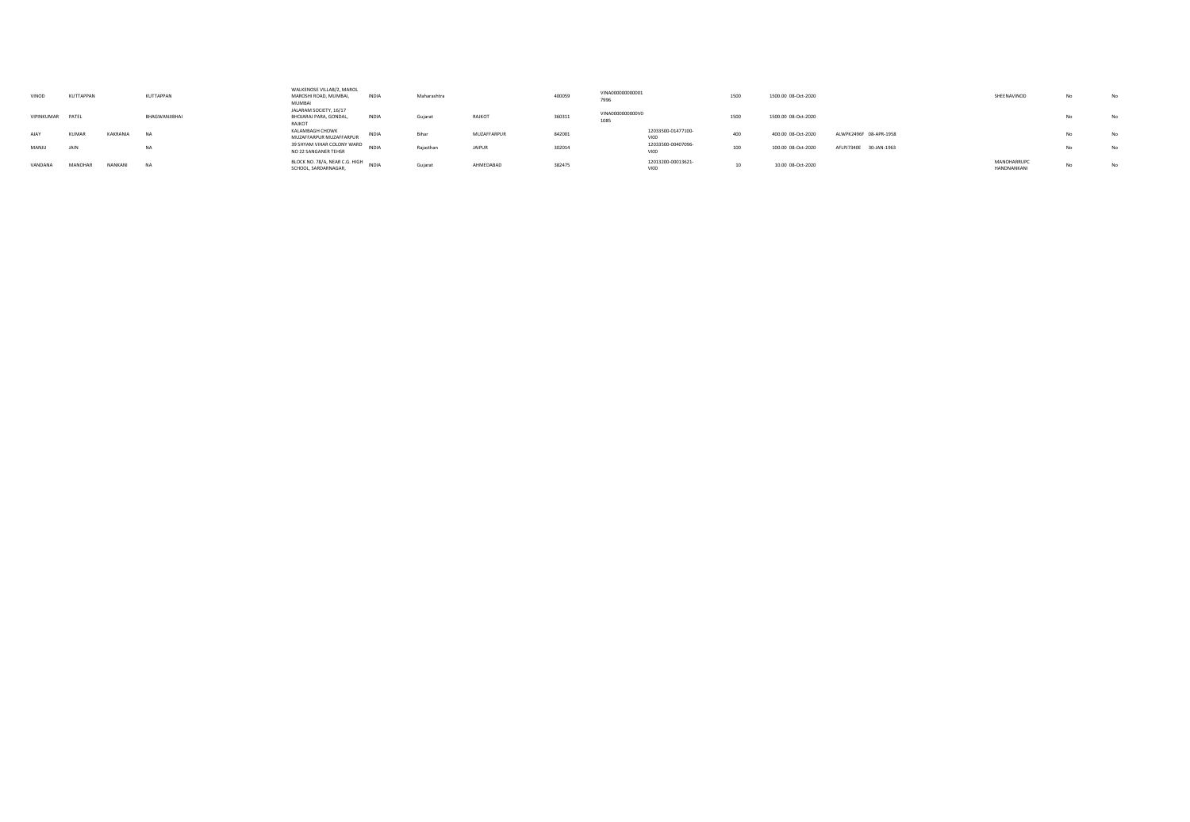| | | | | | | | | | | | | | | | | | | |
|---|---|---|---|---|---|---|---|---|---|---|---|---|---|---|---|---|---|---|
| VINOD | KUTTAPPAN | | KUTTAPPAN | WALKENOSE VILLAB/2, MAROL MAROSHI ROAD, MUMBAI, MUMBAI | INDIA | Maharashtra | | 400059 | VINA000000000001 7996 | | 1500 | 1500.00 | 08-Oct-2020 | | | SHEENAVINOD | No | No |
| VIPINKUMAR | PATEL | | BHAGWANJIBHAI | JALARAM SOCIETY, 16/17 BHOJARAJ PARA, GONDAL, RAJKOT | INDIA | Gujarat | RAJKOT | 360311 | VINA0000000000V0 1085 | | 1500 | 1500.00 | 08-Oct-2020 | | | | No | No |
| AJAY | KUMAR | KAKRANIA | NA | KALAMBAGH CHOWK MUZAFFARPUR MUZAFFARPUR | INDIA | Bihar | MUZAFFARPUR | 842001 | | 12033500-01477100-VI00 | 400 | 400.00 | 08-Oct-2020 | ALWPK2496F | 08-APR-1958 | | No | No |
| MANJU | JAIN | | NA | 39 SHYAM VIHAR COLONY WARD NO 22 SANGANER TEHSR | INDIA | Rajasthan | JAIPUR | 302014 | | 12033500-00407096-VI00 | 100 | 100.00 | 08-Oct-2020 | AFLPJ7340E | 30-JAN-1963 | | No | No |
| VANDANA | MANOHAR | NANKANI | NA | BLOCK NO. 78/A, NEAR C.G. HIGH SCHOOL, SARDARNAGAR, | INDIA | Gujarat | AHMEDABAD | 382475 | | 12013200-00013621-VI00 | 10 | 10.00 | 08-Oct-2020 | | | MANOHARRUPC HANDNANKANI | No | No |